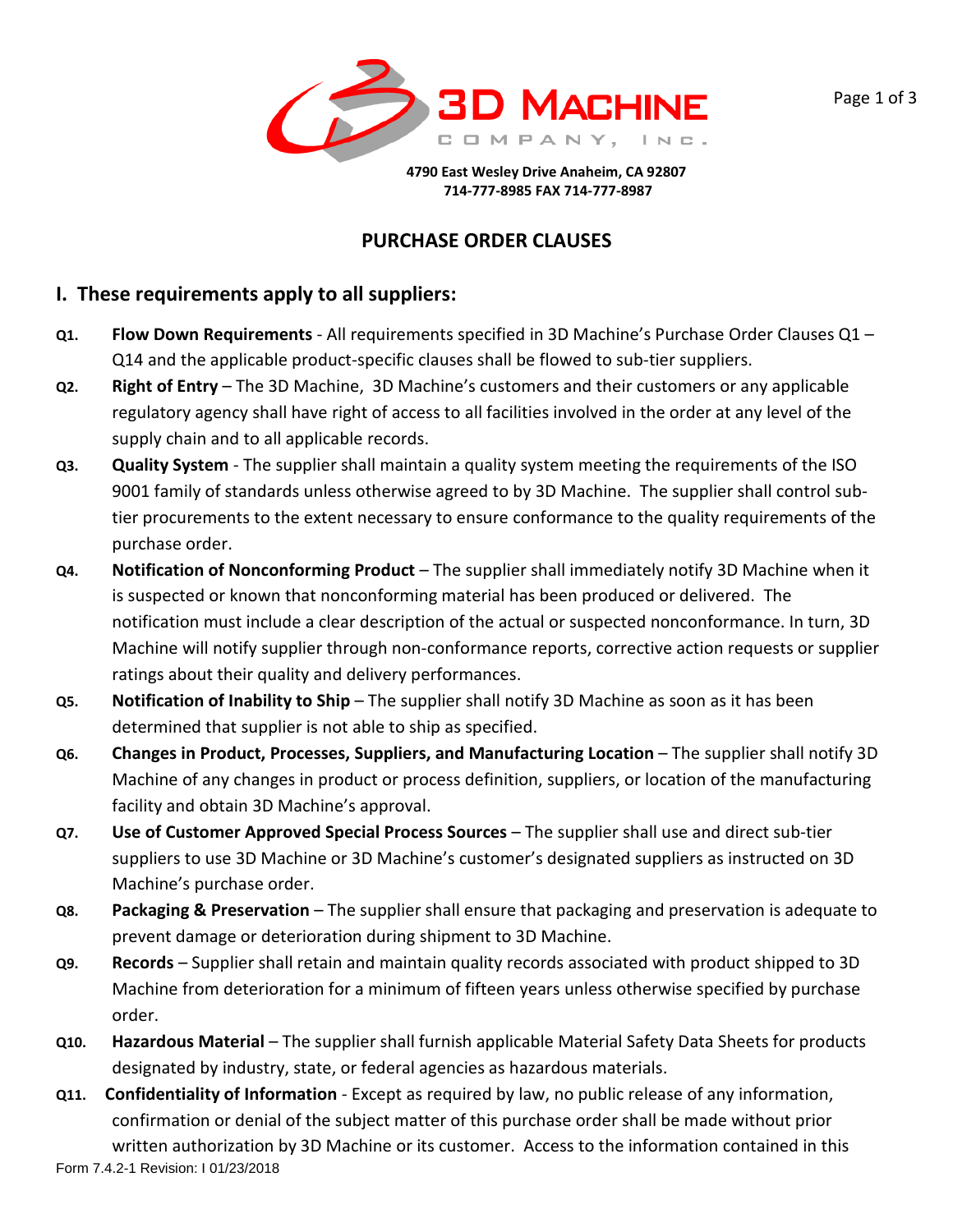**3D MACHINE COMPANY, INC.**

**4790 East Wesley Drive Anaheim, CA 92807**
**714-777-8985 FAX 714-777-8987**

## PURCHASE ORDER CLAUSES

## I. These requirements apply to all suppliers:

**Q1.** **Flow Down Requirements** - All requirements specified in 3D Machine's Purchase Order Clauses Q1 – Q14 and the applicable product-specific clauses shall be flowed to sub-tier suppliers.

**Q2.** **Right of Entry** – The 3D Machine, 3D Machine's customers and their customers or any applicable regulatory agency shall have right of access to all facilities involved in the order at any level of the supply chain and to all applicable records.

**Q3.** **Quality System** - The supplier shall maintain a quality system meeting the requirements of the ISO 9001 family of standards unless otherwise agreed to by 3D Machine. The supplier shall control sub-tier procurements to the extent necessary to ensure conformance to the quality requirements of the purchase order.

**Q4.** **Notification of Nonconforming Product** – The supplier shall immediately notify 3D Machine when it is suspected or known that nonconforming material has been produced or delivered. The notification must include a clear description of the actual or suspected nonconformance. In turn, 3D Machine will notify supplier through non-conformance reports, corrective action requests or supplier ratings about their quality and delivery performances.

**Q5.** **Notification of Inability to Ship** – The supplier shall notify 3D Machine as soon as it has been determined that supplier is not able to ship as specified.

**Q6.** **Changes in Product, Processes, Suppliers, and Manufacturing Location** – The supplier shall notify 3D Machine of any changes in product or process definition, suppliers, or location of the manufacturing facility and obtain 3D Machine's approval.

**Q7.** **Use of Customer Approved Special Process Sources** – The supplier shall use and direct sub-tier suppliers to use 3D Machine or 3D Machine's customer's designated suppliers as instructed on 3D Machine's purchase order.

**Q8.** **Packaging & Preservation** – The supplier shall ensure that packaging and preservation is adequate to prevent damage or deterioration during shipment to 3D Machine.

**Q9.** **Records** – Supplier shall retain and maintain quality records associated with product shipped to 3D Machine from deterioration for a minimum of fifteen years unless otherwise specified by purchase order.

**Q10.** **Hazardous Material** – The supplier shall furnish applicable Material Safety Data Sheets for products designated by industry, state, or federal agencies as hazardous materials.

**Q11.** **Confidentiality of Information** - Except as required by law, no public release of any information, confirmation or denial of the subject matter of this purchase order shall be made without prior written authorization by 3D Machine or its customer. Access to the information contained in this

Form 7.4.2-1 Revision: I 01/23/2018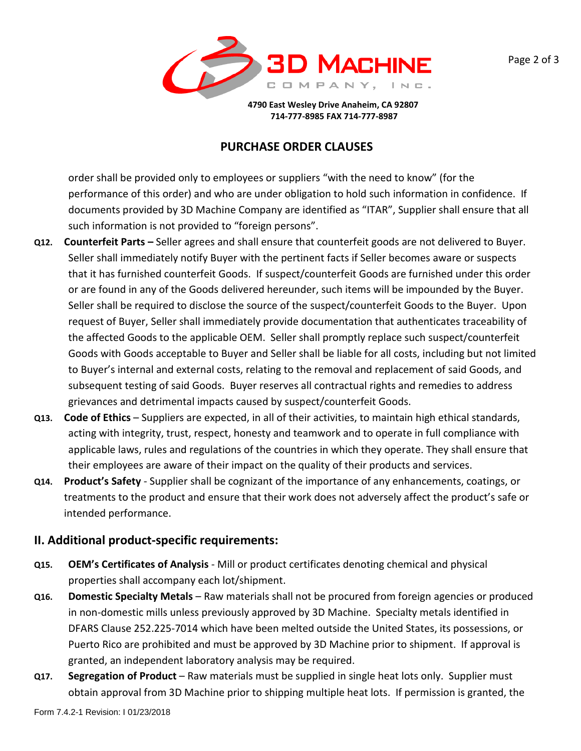# PURCHASE ORDER CLAUSES

order shall be provided only to employees or suppliers "with the need to know" (for the performance of this order) and who are under obligation to hold such information in confidence. If documents provided by 3D Machine Company are identified as "ITAR", Supplier shall ensure that all such information is not provided to "foreign persons".

**Q12. Counterfeit Parts –** Seller agrees and shall ensure that counterfeit goods are not delivered to Buyer. Seller shall immediately notify Buyer with the pertinent facts if Seller becomes aware or suspects that it has furnished counterfeit Goods. If suspect/counterfeit Goods are furnished under this order or are found in any of the Goods delivered hereunder, such items will be impounded by the Buyer. Seller shall be required to disclose the source of the suspect/counterfeit Goods to the Buyer. Upon request of Buyer, Seller shall immediately provide documentation that authenticates traceability of the affected Goods to the applicable OEM. Seller shall promptly replace such suspect/counterfeit Goods with Goods acceptable to Buyer and Seller shall be liable for all costs, including but not limited to Buyer's internal and external costs, relating to the removal and replacement of said Goods, and subsequent testing of said Goods. Buyer reserves all contractual rights and remedies to address grievances and detrimental impacts caused by suspect/counterfeit Goods.

**Q13. Code of Ethics** – Suppliers are expected, in all of their activities, to maintain high ethical standards, acting with integrity, trust, respect, honesty and teamwork and to operate in full compliance with applicable laws, rules and regulations of the countries in which they operate. They shall ensure that their employees are aware of their impact on the quality of their products and services.

**Q14. Product's Safety** - Supplier shall be cognizant of the importance of any enhancements, coatings, or treatments to the product and ensure that their work does not adversely affect the product's safe or intended performance.

## II. Additional product-specific requirements:

**Q15. OEM's Certificates of Analysis** - Mill or product certificates denoting chemical and physical properties shall accompany each lot/shipment.

**Q16. Domestic Specialty Metals** – Raw materials shall not be procured from foreign agencies or produced in non-domestic mills unless previously approved by 3D Machine. Specialty metals identified in DFARS Clause 252.225-7014 which have been melted outside the United States, its possessions, or Puerto Rico are prohibited and must be approved by 3D Machine prior to shipment. If approval is granted, an independent laboratory analysis may be required.

**Q17. Segregation of Product** – Raw materials must be supplied in single heat lots only. Supplier must obtain approval from 3D Machine prior to shipping multiple heat lots. If permission is granted, the

Form 7.4.2-1 Revision: I 01/23/2018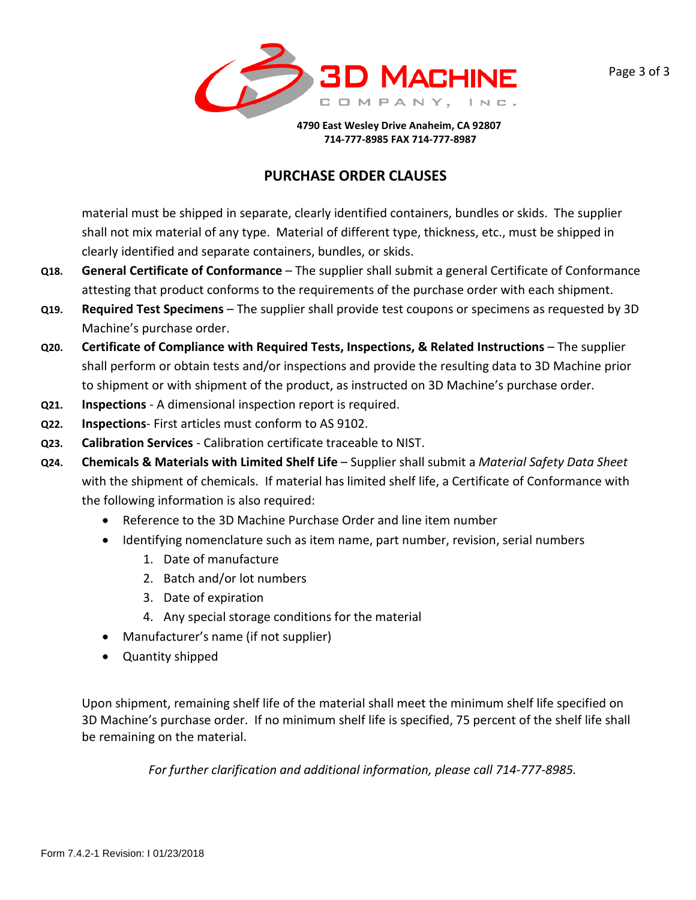# 3D MACHINE COMPANY, INC.

**4790 East Wesley Drive Anaheim, CA 92807**
**714-777-8985 FAX 714-777-8987**

## PURCHASE ORDER CLAUSES

material must be shipped in separate, clearly identified containers, bundles or skids. The supplier shall not mix material of any type. Material of different type, thickness, etc., must be shipped in clearly identified and separate containers, bundles, or skids.

**Q18.** **General Certificate of Conformance** – The supplier shall submit a general Certificate of Conformance attesting that product conforms to the requirements of the purchase order with each shipment.

**Q19.** **Required Test Specimens** – The supplier shall provide test coupons or specimens as requested by 3D Machine's purchase order.

**Q20.** **Certificate of Compliance with Required Tests, Inspections, & Related Instructions** – The supplier shall perform or obtain tests and/or inspections and provide the resulting data to 3D Machine prior to shipment or with shipment of the product, as instructed on 3D Machine's purchase order.

**Q21.** **Inspections** - A dimensional inspection report is required.

**Q22.** **Inspections**- First articles must conform to AS 9102.

**Q23.** **Calibration Services** - Calibration certificate traceable to NIST.

**Q24.** **Chemicals & Materials with Limited Shelf Life** – Supplier shall submit a *Material Safety Data Sheet* with the shipment of chemicals. If material has limited shelf life, a Certificate of Conformance with the following information is also required:

- Reference to the 3D Machine Purchase Order and line item number
- Identifying nomenclature such as item name, part number, revision, serial numbers
  1. Date of manufacture
  2. Batch and/or lot numbers
  3. Date of expiration
  4. Any special storage conditions for the material
- Manufacturer's name (if not supplier)
- Quantity shipped

Upon shipment, remaining shelf life of the material shall meet the minimum shelf life specified on 3D Machine's purchase order. If no minimum shelf life is specified, 75 percent of the shelf life shall be remaining on the material.

*For further clarification and additional information, please call 714-777-8985.*

Form 7.4.2-1 Revision: I 01/23/2018